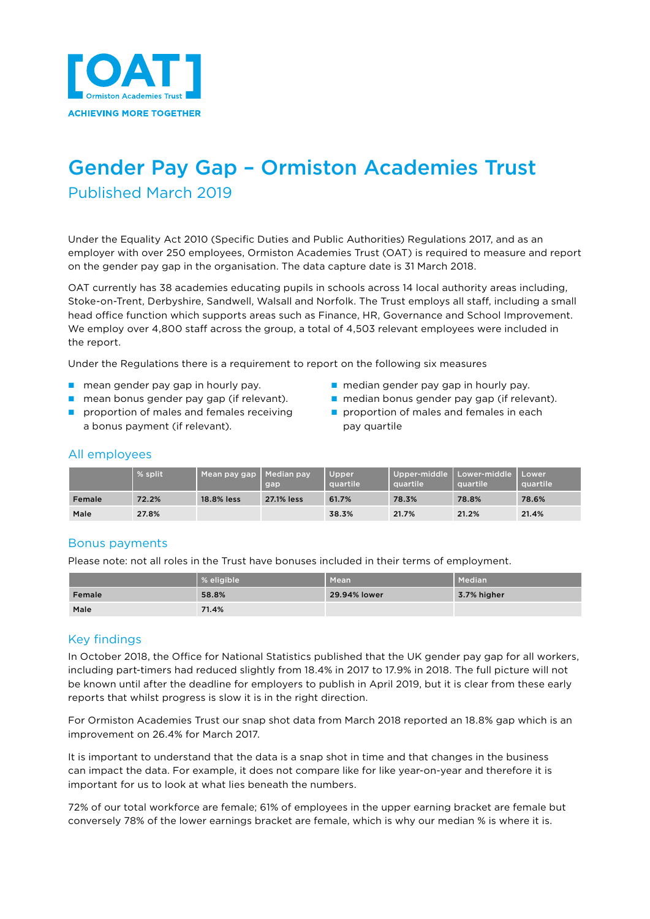[OAT]
Ormiston Academies Trust
ACHIEVING MORE TOGETHER

# Gender Pay Gap – Ormiston Academies Trust

## Published March 2019

Under the Equality Act 2010 (Specific Duties and Public Authorities) Regulations 2017, and as an employer with over 250 employees, Ormiston Academies Trust (OAT) is required to measure and report on the gender pay gap in the organisation. The data capture date is 31 March 2018.

OAT currently has 38 academies educating pupils in schools across 14 local authority areas including, Stoke-on-Trent, Derbyshire, Sandwell, Walsall and Norfolk. The Trust employs all staff, including a small head office function which supports areas such as Finance, HR, Governance and School Improvement. We employ over 4,800 staff across the group, a total of 4,503 relevant employees were included in the report.

Under the Regulations there is a requirement to report on the following six measures

- mean gender pay gap in hourly pay.
- mean bonus gender pay gap (if relevant).
- proportion of males and females receiving a bonus payment (if relevant).
- median gender pay gap in hourly pay.
- median bonus gender pay gap (if relevant).
- proportion of males and females in each pay quartile

### All employees

| | % split | Mean pay gap | Median pay gap | Upper quartile | Upper-middle quartile | Lower-middle quartile | Lower quartile |
|---|---|---|---|---|---|---|---|
| **Female** | 72.2% | 18.8% less | 27.1% less | 61.7% | 78.3% | 78.8% | 78.6% |
| **Male** | 27.8% | | | 38.3% | 21.7% | 21.2% | 21.4% |

### Bonus payments

Please note: not all roles in the Trust have bonuses included in their terms of employment.

| | % eligible | Mean | Median |
|---|---|---|---|
| **Female** | 58.8% | 29.94% lower | 3.7% higher |
| **Male** | 71.4% | | |

### Key findings

In October 2018, the Office for National Statistics published that the UK gender pay gap for all workers, including part-timers had reduced slightly from 18.4% in 2017 to 17.9% in 2018. The full picture will not be known until after the deadline for employers to publish in April 2019, but it is clear from these early reports that whilst progress is slow it is in the right direction.

For Ormiston Academies Trust our snap shot data from March 2018 reported an 18.8% gap which is an improvement on 26.4% for March 2017.

It is important to understand that the data is a snap shot in time and that changes in the business can impact the data. For example, it does not compare like for like year-on-year and therefore it is important for us to look at what lies beneath the numbers.

72% of our total workforce are female; 61% of employees in the upper earning bracket are female but conversely 78% of the lower earnings bracket are female, which is why our median % is where it is.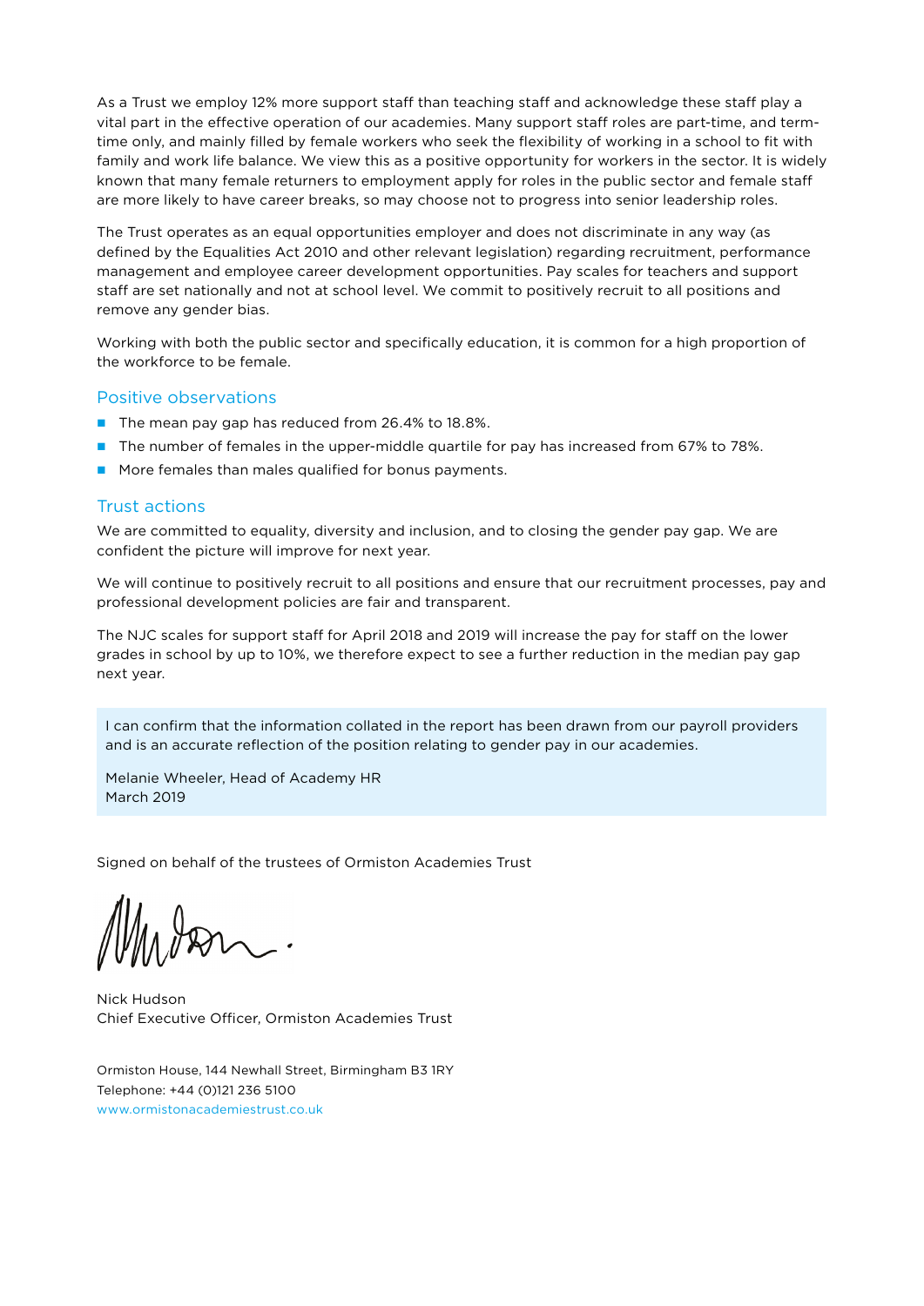As a Trust we employ 12% more support staff than teaching staff and acknowledge these staff play a vital part in the effective operation of our academies. Many support staff roles are part-time, and term-time only, and mainly filled by female workers who seek the flexibility of working in a school to fit with family and work life balance. We view this as a positive opportunity for workers in the sector. It is widely known that many female returners to employment apply for roles in the public sector and female staff are more likely to have career breaks, so may choose not to progress into senior leadership roles.

The Trust operates as an equal opportunities employer and does not discriminate in any way (as defined by the Equalities Act 2010 and other relevant legislation) regarding recruitment, performance management and employee career development opportunities. Pay scales for teachers and support staff are set nationally and not at school level. We commit to positively recruit to all positions and remove any gender bias.

Working with both the public sector and specifically education, it is common for a high proportion of the workforce to be female.

## Positive observations

- The mean pay gap has reduced from 26.4% to 18.8%.
- The number of females in the upper-middle quartile for pay has increased from 67% to 78%.
- More females than males qualified for bonus payments.

## Trust actions

We are committed to equality, diversity and inclusion, and to closing the gender pay gap. We are confident the picture will improve for next year.

We will continue to positively recruit to all positions and ensure that our recruitment processes, pay and professional development policies are fair and transparent.

The NJC scales for support staff for April 2018 and 2019 will increase the pay for staff on the lower grades in school by up to 10%, we therefore expect to see a further reduction in the median pay gap next year.

> I can confirm that the information collated in the report has been drawn from our payroll providers and is an accurate reflection of the position relating to gender pay in our academies.
>
> Melanie Wheeler, Head of Academy HR
> March 2019

Signed on behalf of the trustees of Ormiston Academies Trust

Nick Hudson
Chief Executive Officer, Ormiston Academies Trust

Ormiston House, 144 Newhall Street, Birmingham B3 1RY
Telephone: +44 (0)121 236 5100
www.ormistonacademiestrust.co.uk